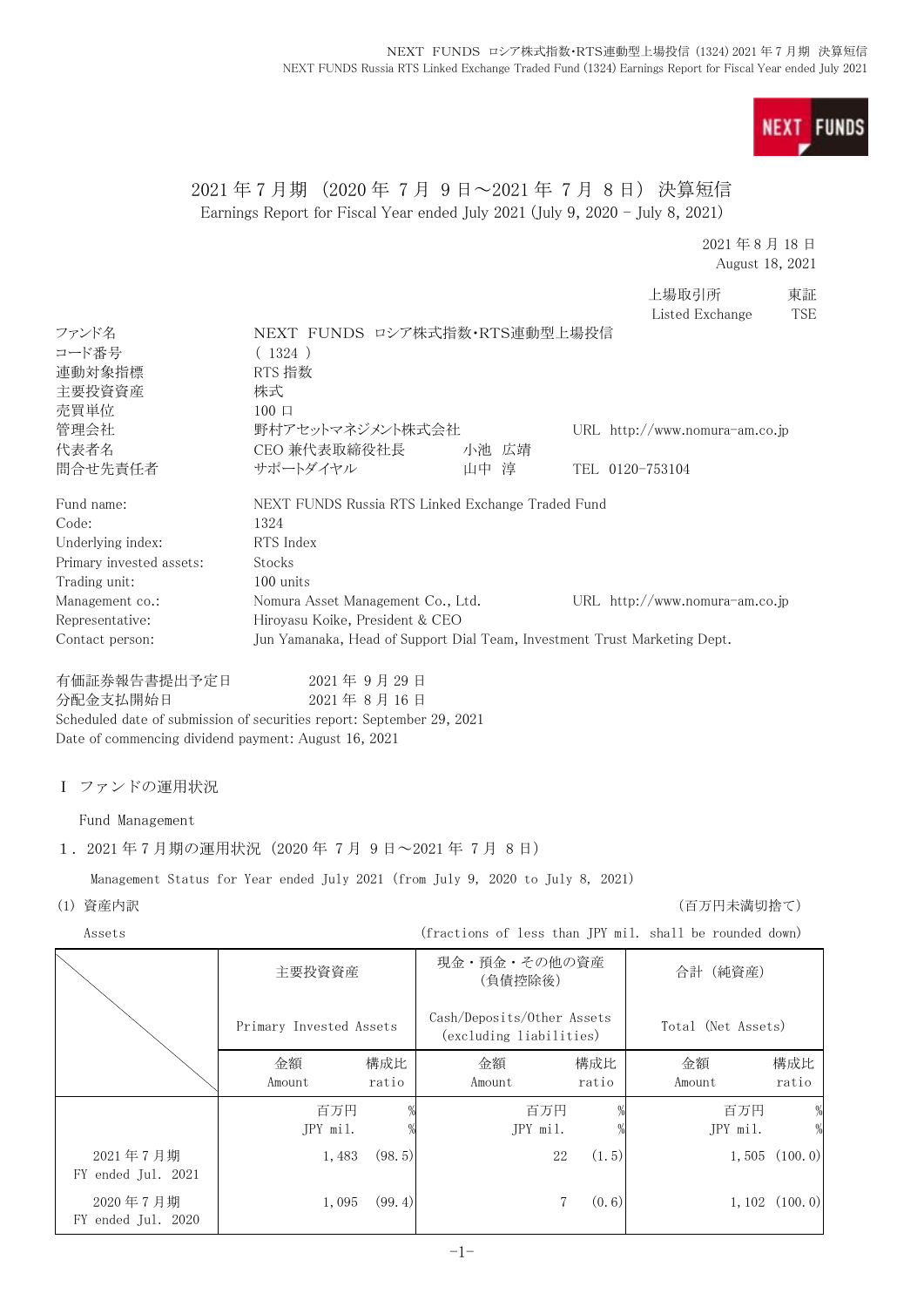# 2021 年 7 月期（2020 年 7 月 9 日～2021 年 7 月 8 日）決算短信

Earnings Report for Fiscal Year ended July 2021 (July 9, 2020 - July 8, 2021)

2021 年 8 月 18 日
August 18, 2021

上場取引所 東証
Listed Exchange TSE

| | | | |
|---|---|---|---|
| ファンド名 | NEXT FUNDS ロシア株式指数･RTS連動型上場投信 | | |
| コード番号 | ( 1324 ) | | |
| 連動対象指標 | RTS 指数 | | |
| 主要投資資産 | 株式 | | |
| 売買単位 | 100 口 | | |
| 管理会社 | 野村アセットマネジメント株式会社 | | URL http://www.nomura-am.co.jp |
| 代表者名 | CEO 兼代表取締役社長 | 小池 広靖 | |
| 問合せ先責任者 | サポートダイヤル | 山中 淳 | TEL 0120-753104 |

| | | |
|---|---|---|
| Fund name: | NEXT FUNDS Russia RTS Linked Exchange Traded Fund | |
| Code: | 1324 | |
| Underlying index: | RTS Index | |
| Primary invested assets: | Stocks | |
| Trading unit: | 100 units | |
| Management co.: | Nomura Asset Management Co., Ltd. | URL http://www.nomura-am.co.jp |
| Representative: | Hiroyasu Koike, President & CEO | |
| Contact person: | Jun Yamanaka, Head of Support Dial Team, Investment Trust Marketing Dept. | |

有価証券報告書提出予定日 2021 年 9 月 29 日
分配金支払開始日 2021 年 8 月 16 日
Scheduled date of submission of securities report: September 29, 2021
Date of commencing dividend payment: August 16, 2021

## Ⅰ ファンドの運用状況

Fund Management

### 1．2021 年 7 月期の運用状況（2020 年 7 月 9 日～2021 年 7 月 8 日）

Management Status for Year ended July 2021 (from July 9, 2020 to July 8, 2021)

(1) 資産内訳 （百万円未満切捨て）

Assets (fractions of less than JPY mil. shall be rounded down)

| | 主要投資資産 Primary Invested Assets | | 現金・預金・その他の資産（負債控除後） Cash/Deposits/Other Assets (excluding liabilities) | | 合計（純資産） Total (Net Assets) | |
|---|---|---|---|---|---|---|
| | 金額 Amount | 構成比 ratio | 金額 Amount | 構成比 ratio | 金額 Amount | 構成比 ratio |
| | 百万円 JPY mil. | % | 百万円 JPY mil. | % | 百万円 JPY mil. | % |
| 2021 年 7 月期 FY ended Jul. 2021 | 1,483 | (98.5) | 22 | (1.5) | 1,505 | (100.0) |
| 2020 年 7 月期 FY ended Jul. 2020 | 1,095 | (99.4) | 7 | (0.6) | 1,102 | (100.0) |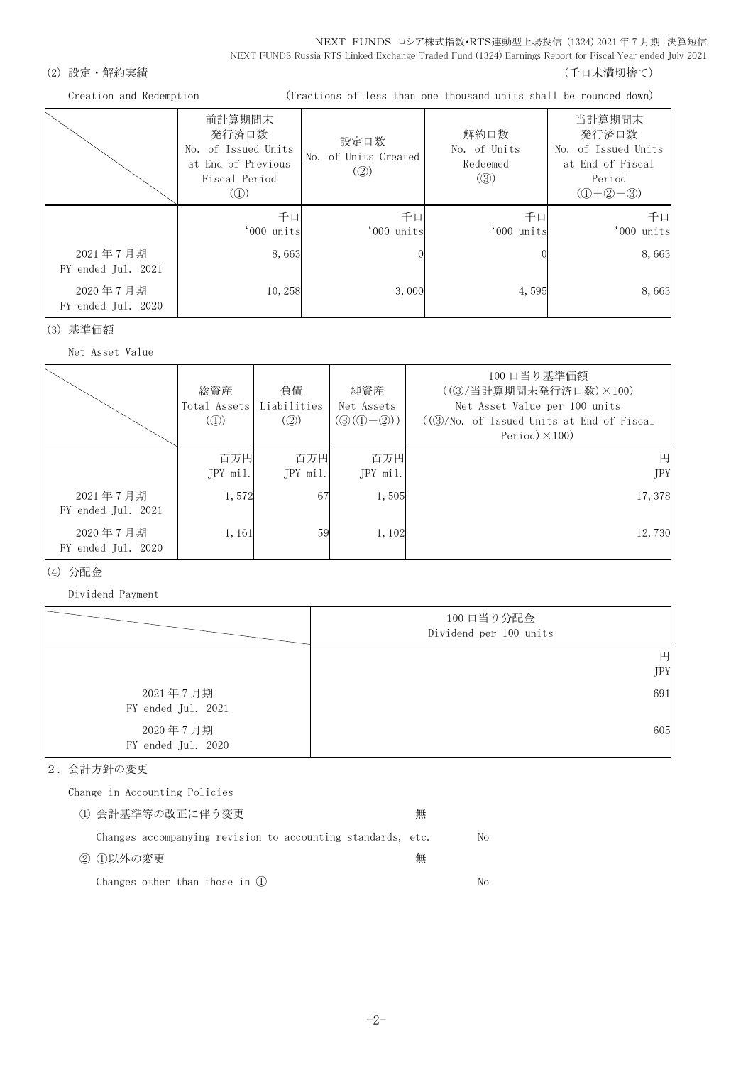(2) 設定・解約実績　（千口未満切捨て）

Creation and Redemption　(fractions of less than one thousand units shall be rounded down)

| | 前計算期間末発行済口数 No. of Issued Units at End of Previous Fiscal Period (①) | 設定口数 No. of Units Created (②) | 解約口数 No. of Units Redeemed (③) | 当計算期間末発行済口数 No. of Issued Units at End of Fiscal Period (①+②−③) |
|---|---|---|---|---|
| | 千口 '000 units | 千口 '000 units | 千口 '000 units | 千口 '000 units |
| 2021年7月期 FY ended Jul. 2021 | 8,663 | 0 | 0 | 8,663 |
| 2020年7月期 FY ended Jul. 2020 | 10,258 | 3,000 | 4,595 | 8,663 |

(3) 基準価額

Net Asset Value

| | 総資産 Total Assets (①) | 負債 Liabilities (②) | 純資産 Net Assets (③(①−②)) | 100口当り基準価額 ((③/当計算期間末発行済口数)×100) Net Asset Value per 100 units ((③/No. of Issued Units at End of Fiscal Period)×100) |
|---|---|---|---|---|
| | 百万円 JPY mil. | 百万円 JPY mil. | 百万円 JPY mil. | 円 JPY |
| 2021年7月期 FY ended Jul. 2021 | 1,572 | 67 | 1,505 | 17,378 |
| 2020年7月期 FY ended Jul. 2020 | 1,161 | 59 | 1,102 | 12,730 |

(4) 分配金

Dividend Payment

| | 100口当り分配金 Dividend per 100 units |
|---|---|
| | 円 JPY |
| 2021年7月期 FY ended Jul. 2021 | 691 |
| 2020年7月期 FY ended Jul. 2020 | 605 |

2．会計方針の変更

Change in Accounting Policies

① 会計基準等の改正に伴う変更　無

Changes accompanying revision to accounting standards, etc.　No

② ①以外の変更　無

Changes other than those in ①　No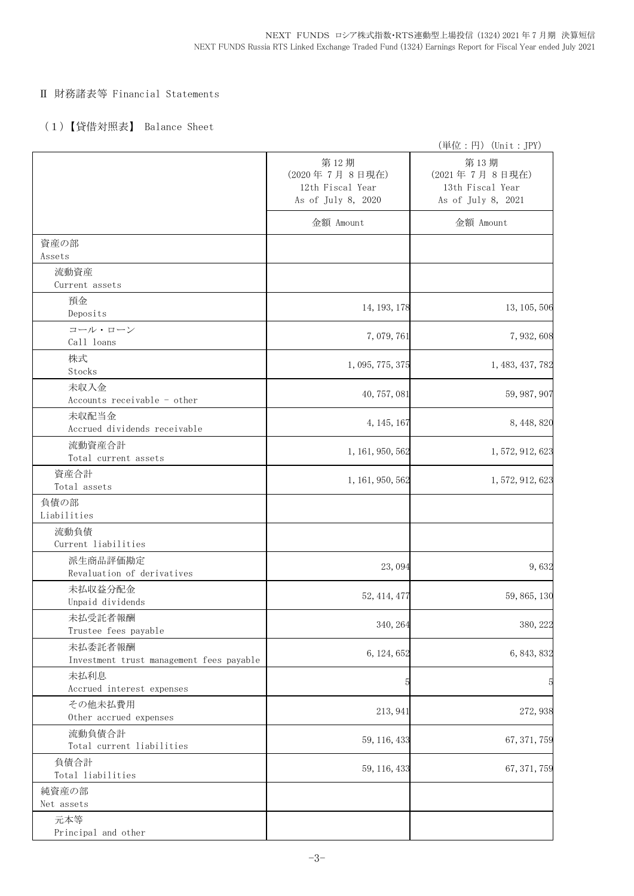## Ⅱ 財務諸表等 Financial Statements

### (1)【貸借対照表】 Balance Sheet

(単位:円) (Unit:JPY)

| | 第12期<br>(2020年7月8日現在)<br>12th Fiscal Year<br>As of July 8, 2020 | 第13期<br>(2021年7月8日現在)<br>13th Fiscal Year<br>As of July 8, 2021 |
|---|---|---|
| | 金額 Amount | 金額 Amount |
| 資産の部<br>Assets | | |
| 流動資産<br>Current assets | | |
| 預金<br>Deposits | 14,193,178 | 13,105,506 |
| コール・ローン<br>Call loans | 7,079,761 | 7,932,608 |
| 株式<br>Stocks | 1,095,775,375 | 1,483,437,782 |
| 未収入金<br>Accounts receivable - other | 40,757,081 | 59,987,907 |
| 未収配当金<br>Accrued dividends receivable | 4,145,167 | 8,448,820 |
| 流動資産合計<br>Total current assets | 1,161,950,562 | 1,572,912,623 |
| 資産合計<br>Total assets | 1,161,950,562 | 1,572,912,623 |
| 負債の部<br>Liabilities | | |
| 流動負債<br>Current liabilities | | |
| 派生商品評価勘定<br>Revaluation of derivatives | 23,094 | 9,632 |
| 未払収益分配金<br>Unpaid dividends | 52,414,477 | 59,865,130 |
| 未払受託者報酬<br>Trustee fees payable | 340,264 | 380,222 |
| 未払委託者報酬<br>Investment trust management fees payable | 6,124,652 | 6,843,832 |
| 未払利息<br>Accrued interest expenses | 5 | 5 |
| その他未払費用<br>Other accrued expenses | 213,941 | 272,938 |
| 流動負債合計<br>Total current liabilities | 59,116,433 | 67,371,759 |
| 負債合計<br>Total liabilities | 59,116,433 | 67,371,759 |
| 純資産の部<br>Net assets | | |
| 元本等<br>Principal and other | | |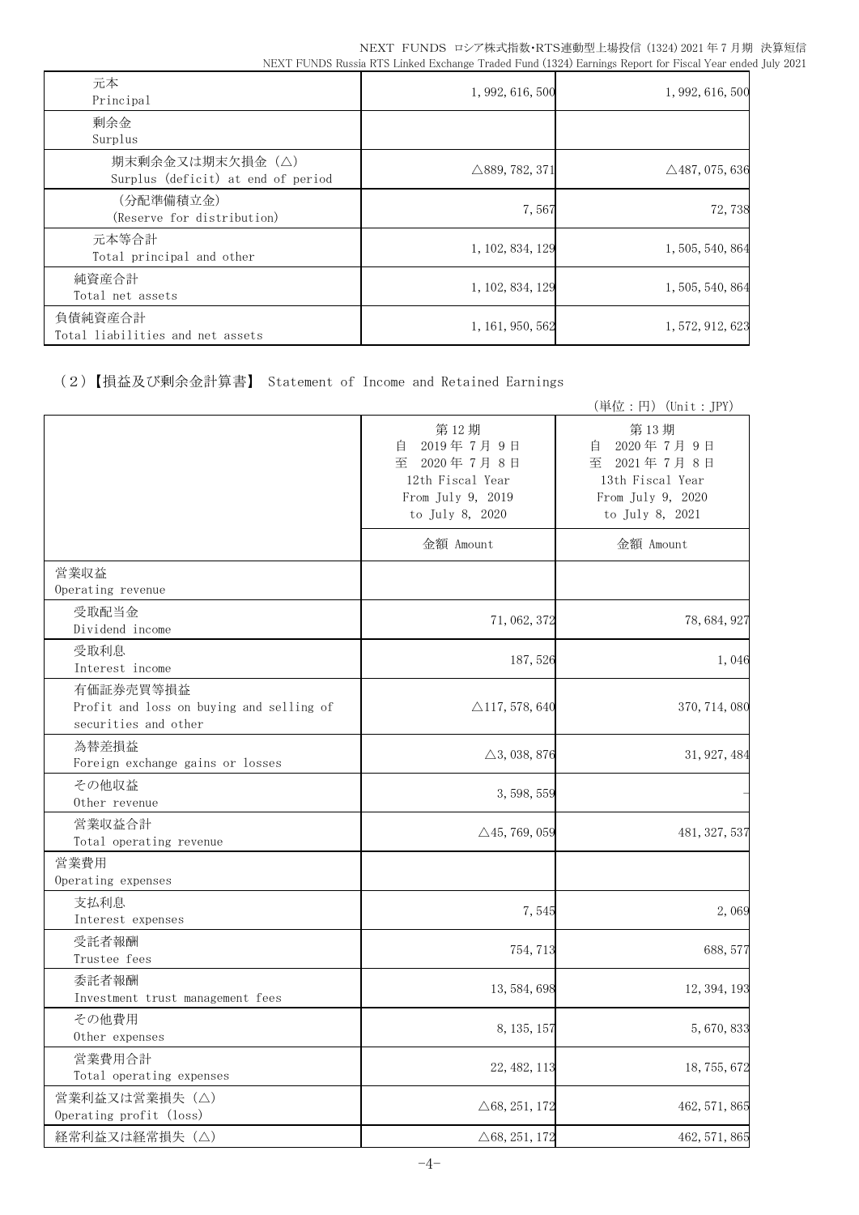| | | |
|---|---|---|
| 元本<br>Principal | 1,992,616,500 | 1,992,616,500 |
| 剰余金<br>Surplus | | |
| 期末剰余金又は期末欠損金（△）<br>Surplus (deficit) at end of period | △889,782,371 | △487,075,636 |
| （分配準備積立金）<br>(Reserve for distribution) | 7,567 | 72,738 |
| 元本等合計<br>Total principal and other | 1,102,834,129 | 1,505,540,864 |
| 純資産合計<br>Total net assets | 1,102,834,129 | 1,505,540,864 |
| 負債純資産合計<br>Total liabilities and net assets | 1,161,950,562 | 1,572,912,623 |

## （2）【損益及び剰余金計算書】 Statement of Income and Retained Earnings

（単位：円）(Unit：JPY)

| | 第12期<br>自 2019年7月9日<br>至 2020年7月8日<br>12th Fiscal Year<br>From July 9, 2019<br>to July 8, 2020 | 第13期<br>自 2020年7月9日<br>至 2021年7月8日<br>13th Fiscal Year<br>From July 9, 2020<br>to July 8, 2021 |
|---|---|---|
| | 金額 Amount | 金額 Amount |
| 営業収益<br>Operating revenue | | |
| 受取配当金<br>Dividend income | 71,062,372 | 78,684,927 |
| 受取利息<br>Interest income | 187,526 | 1,046 |
| 有価証券売買等損益<br>Profit and loss on buying and selling of securities and other | △117,578,640 | 370,714,080 |
| 為替差損益<br>Foreign exchange gains or losses | △3,038,876 | 31,927,484 |
| その他収益<br>Other revenue | 3,598,559 | - |
| 営業収益合計<br>Total operating revenue | △45,769,059 | 481,327,537 |
| 営業費用<br>Operating expenses | | |
| 支払利息<br>Interest expenses | 7,545 | 2,069 |
| 受託者報酬<br>Trustee fees | 754,713 | 688,577 |
| 委託者報酬<br>Investment trust management fees | 13,584,698 | 12,394,193 |
| その他費用<br>Other expenses | 8,135,157 | 5,670,833 |
| 営業費用合計<br>Total operating expenses | 22,482,113 | 18,755,672 |
| 営業利益又は営業損失（△）<br>Operating profit (loss) | △68,251,172 | 462,571,865 |
| 経常利益又は経常損失（△） | △68,251,172 | 462,571,865 |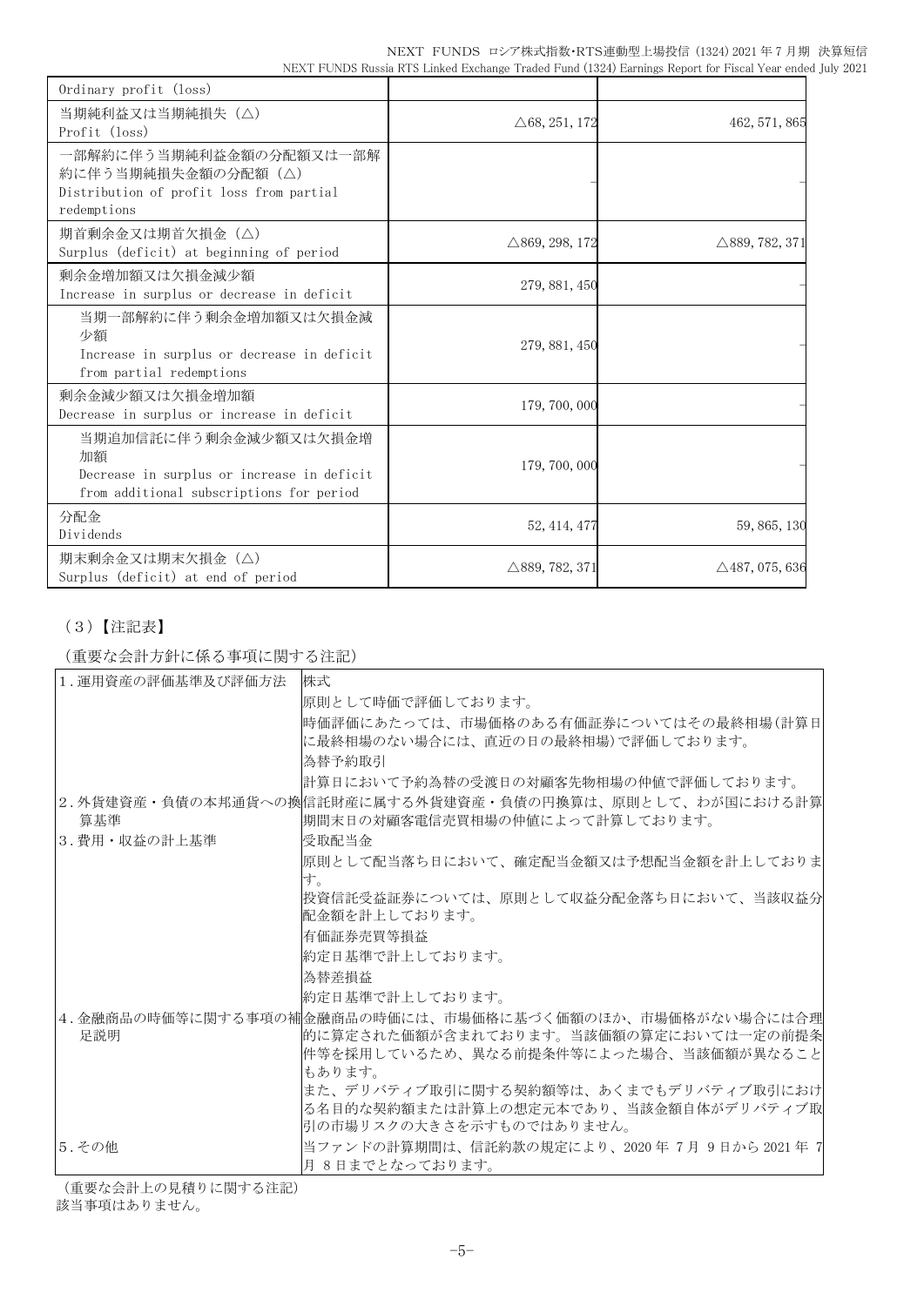| | | |
|---|---|---|
| Ordinary profit (loss) | | |
| 当期純利益又は当期純損失（△）<br>Profit (loss) | △68, 251, 172 | 462, 571, 865 |
| 一部解約に伴う当期純利益金額の分配額又は一部解約に伴う当期純損失金額の分配額（△）<br>Distribution of profit loss from partial redemptions | － | － |
| 期首剰余金又は期首欠損金（△）<br>Surplus (deficit) at beginning of period | △869, 298, 172 | △889, 782, 371 |
| 剰余金増加額又は欠損金減少額<br>Increase in surplus or decrease in deficit | 279, 881, 450 | － |
| 当期一部解約に伴う剰余金増加額又は欠損金減少額<br>Increase in surplus or decrease in deficit from partial redemptions | 279, 881, 450 | － |
| 剰余金減少額又は欠損金増加額<br>Decrease in surplus or increase in deficit | 179, 700, 000 | － |
| 当期追加信託に伴う剰余金減少額又は欠損金増加額<br>Decrease in surplus or increase in deficit from additional subscriptions for period | 179, 700, 000 | － |
| 分配金<br>Dividends | 52, 414, 477 | 59, 865, 130 |
| 期末剰余金又は期末欠損金（△）<br>Surplus (deficit) at end of period | △889, 782, 371 | △487, 075, 636 |

（3）【注記表】

（重要な会計方針に係る事項に関する注記）

| | |
|---|---|
| 1.運用資産の評価基準及び評価方法 | 株式<br>原則として時価で評価しております。<br>時価評価にあたっては、市場価格のある有価証券についてはその最終相場(計算日に最終相場のない場合には、直近の日の最終相場)で評価しております。<br>為替予約取引<br>計算日において予約為替の受渡日の対顧客先物相場の仲値で評価しております。 |
| 2.外貨建資産・負債の本邦通貨への換算基準 | 信託財産に属する外貨建資産・負債の円換算は、原則として、わが国における計算期間末日の対顧客電信売買相場の仲値によって計算しております。 |
| 3.費用・収益の計上基準 | 受取配当金<br>原則として配当落ち日において、確定配当金額又は予想配当金額を計上しております。<br>投資信託受益証券については、原則として収益分配金落ち日において、当該収益分配金額を計上しております。<br>有価証券売買等損益<br>約定日基準で計上しております。<br>為替差損益<br>約定日基準で計上しております。 |
| 4.金融商品の時価等に関する事項の補足説明 | 金融商品の時価には、市場価格に基づく価額のほか、市場価格がない場合には合理的に算定された価額が含まれております。当該価額の算定においては一定の前提条件等を採用しているため、異なる前提条件等によった場合、当該価額が異なることもあります。<br>また、デリバティブ取引に関する契約額等は、あくまでもデリバティブ取引における名目的な契約額または計算上の想定元本であり、当該金額自体がデリバティブ取引の市場リスクの大きさを示すものではありません。 |
| 5.その他 | 当ファンドの計算期間は、信託約款の規定により、2020 年 7 月 9 日から 2021 年 7 月 8 日までとなっております。 |

（重要な会計上の見積りに関する注記）
該当事項はありません。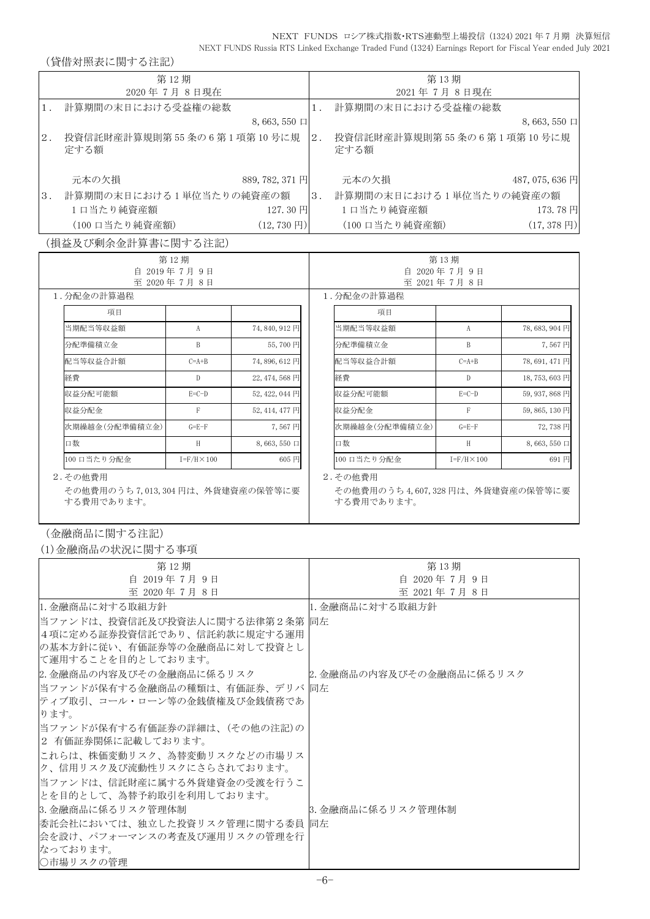（貸借対照表に関する注記）

| 第12期<br>2020年7月8日現在 | | 第13期<br>2021年7月8日現在 | |
|---|---|---|---|
| 1．計算期間の末日における受益権の総数 | 8,663,550口 | 1．計算期間の末日における受益権の総数 | 8,663,550口 |
| 2．投資信託財産計算規則第55条の6第1項第10号に規定する額 | | 2．投資信託財産計算規則第55条の6第1項第10号に規定する額 | |
| 元本の欠損 | 889,782,371円 | 元本の欠損 | 487,075,636円 |
| 3．計算期間の末日における1単位当たりの純資産の額 | | 3．計算期間の末日における1単位当たりの純資産の額 | |
| 1口当たり純資産額 | 127.30円 | 1口当たり純資産額 | 173.78円 |
| (100口当たり純資産額) | (12,730円) | (100口当たり純資産額) | (17,378円) |

（損益及び剰余金計算書に関する注記）

第12期
自 2019年7月9日
至 2020年7月8日

1.分配金の計算過程

| 項目 | | |
|---|---|---|
| 当期配当等収益額 | A | 74,840,912円 |
| 分配準備積立金 | B | 55,700円 |
| 配当等収益合計額 | C=A+B | 74,896,612円 |
| 経費 | D | 22,474,568円 |
| 収益分配可能額 | E=C-D | 52,422,044円 |
| 収益分配金 | F | 52,414,477円 |
| 次期繰越金(分配準備積立金) | G=E-F | 7,567円 |
| 口数 | H | 8,663,550口 |
| 100口当たり分配金 | I=F/H×100 | 605円 |

2.その他費用

その他費用のうち7,013,304円は、外貨建資産の保管等に要する費用であります。

第13期
自 2020年7月9日
至 2021年7月8日

1.分配金の計算過程

| 項目 | | |
|---|---|---|
| 当期配当等収益額 | A | 78,683,904円 |
| 分配準備積立金 | B | 7,567円 |
| 配当等収益合計額 | C=A+B | 78,691,471円 |
| 経費 | D | 18,753,603円 |
| 収益分配可能額 | E=C-D | 59,937,868円 |
| 収益分配金 | F | 59,865,130円 |
| 次期繰越金(分配準備積立金) | G=E-F | 72,738円 |
| 口数 | H | 8,663,550口 |
| 100口当たり分配金 | I=F/H×100 | 691円 |

2.その他費用

その他費用のうち4,607,328円は、外貨建資産の保管等に要する費用であります。

（金融商品に関する注記）

(1)金融商品の状況に関する事項

| 第12期<br>自 2019年7月9日<br>至 2020年7月8日 | 第13期<br>自 2020年7月9日<br>至 2021年7月8日 |
|---|---|
| 1.金融商品に対する取組方針<br>当ファンドは、投資信託及び投資法人に関する法律第2条第4項に定める証券投資信託であり、信託約款に規定する運用の基本方針に従い、有価証券等の金融商品に対して投資として運用することを目的としております。 | 1.金融商品に対する取組方針<br>同左 |
| 2.金融商品の内容及びその金融商品に係るリスク<br>当ファンドが保有する金融商品の種類は、有価証券、デリバティブ取引、コール・ローン等の金銭債権及び金銭債務であります。<br>当ファンドが保有する有価証券の詳細は、(その他の注記)の2 有価証券関係に記載しております。<br>これらは、株価変動リスク、為替変動リスクなどの市場リスク、信用リスク及び流動性リスクにさらされております。<br>当ファンドは、信託財産に属する外貨建資金の受渡を行うことを目的として、為替予約取引を利用しております。 | 2.金融商品の内容及びその金融商品に係るリスク<br>同左 |
| 3.金融商品に係るリスク管理体制<br>委託会社においては、独立した投資リスク管理に関する委員会を設け、パフォーマンスの考査及び運用リスクの管理を行なっております。<br>○市場リスクの管理 | 3.金融商品に係るリスク管理体制<br>同左 |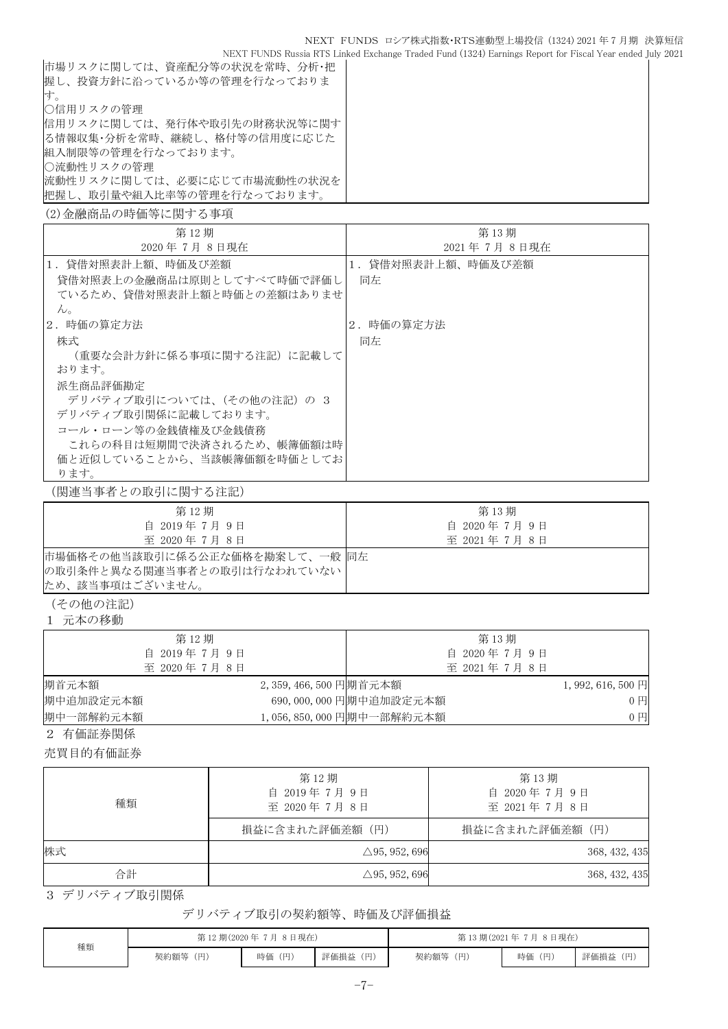市場リスクに関しては、資産配分等の状況を常時、分析･把握し、投資方針に沿っているか等の管理を行なっております。

○信用リスクの管理

信用リスクに関しては、発行体や取引先の財務状況等に関する情報収集･分析を常時、継続し、格付等の信用度に応じた組入制限等の管理を行なっております。

○流動性リスクの管理

流動性リスクに関しては、必要に応じて市場流動性の状況を把握し、取引量や組入比率等の管理を行なっております。

(2)金融商品の時価等に関する事項

| 第12期<br>2020年7月8日現在 | 第13期<br>2021年7月8日現在 |
|---|---|
| 1．貸借対照表計上額、時価及び差額<br>貸借対照表上の金融商品は原則としてすべて時価で評価しているため、貸借対照表計上額と時価との差額はありません。 | 1．貸借対照表計上額、時価及び差額<br>同左 |
| 2．時価の算定方法<br>株式<br>（重要な会計方針に係る事項に関する注記）に記載しております。<br>派生商品評価勘定<br>デリバティブ取引については、（その他の注記）の 3 デリバティブ取引関係に記載しております。<br>コール・ローン等の金銭債権及び金銭債務<br>これらの科目は短期間で決済されるため、帳簿価額は時価と近似していることから、当該帳簿価額を時価としております。 | 2．時価の算定方法<br>同左 |

（関連当事者との取引に関する注記）

| 第12期<br>自 2019年7月9日<br>至 2020年7月8日 | 第13期<br>自 2020年7月9日<br>至 2021年7月8日 |
|---|---|
| 市場価格その他当該取引に係る公正な価格を勘案して、一般の取引条件と異なる関連当事者との取引は行なわれていないため、該当事項はございません。 | 同左 |

（その他の注記）

1 元本の移動

| 第12期<br>自 2019年7月9日<br>至 2020年7月8日 | | 第13期<br>自 2020年7月9日<br>至 2021年7月8日 | |
|---|---|---|---|
| 期首元本額 | 2,359,466,500円 | 期首元本額 | 1,992,616,500円 |
| 期中追加設定元本額 | 690,000,000円 | 期中追加設定元本額 | 0円 |
| 期中一部解約元本額 | 1,056,850,000円 | 期中一部解約元本額 | 0円 |

2 有価証券関係

売買目的有価証券

| 種類 | 第12期<br>自 2019年7月9日<br>至 2020年7月8日 | 第13期<br>自 2020年7月9日<br>至 2021年7月8日 |
|---|---|---|
| | 損益に含まれた評価差額（円） | 損益に含まれた評価差額（円） |
| 株式 | △95,952,696 | 368,432,435 |
| 合計 | △95,952,696 | 368,432,435 |

3 デリバティブ取引関係

デリバティブ取引の契約額等、時価及び評価損益

| 種類 | 第12期(2020年7月8日現在) | | | 第13期(2021年7月8日現在) | | |
|---|---|---|---|---|---|---|
| | 契約額等（円） | 時価（円） | 評価損益（円） | 契約額等（円） | 時価（円） | 評価損益（円） |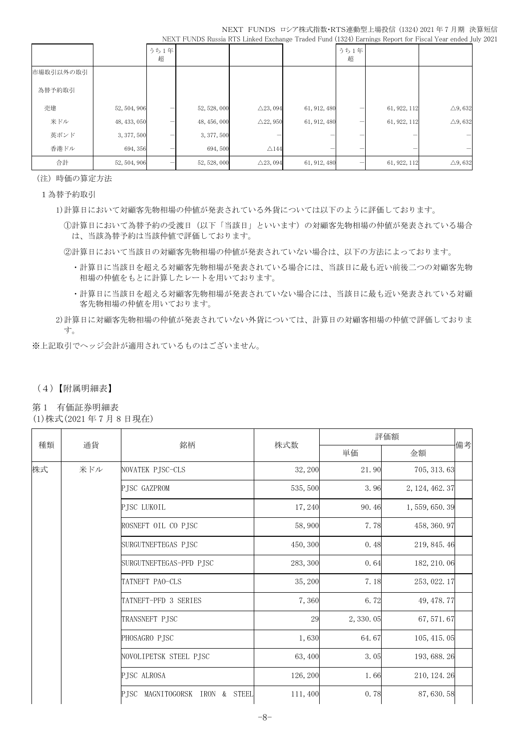| | | うち1年超 | | | | うち1年超 | | |
|---|---|---|---|---|---|---|---|---|
| 市場取引以外の取引 | | | | | | | | |
| 為替予約取引 | | | | | | | | |
| 売建 | 52, 504, 906 | — | 52, 528, 000 | △23, 094 | 61, 912, 480 | — | 61, 922, 112 | △9, 632 |
| 米ドル | 48, 433, 050 | — | 48, 456, 000 | △22, 950 | 61, 912, 480 | — | 61, 922, 112 | △9, 632 |
| 英ポンド | 3, 377, 500 | — | 3, 377, 500 | — | — | — | — | — |
| 香港ドル | 694, 356 | — | 694, 500 | △144 | — | — | — | — |
| 合計 | 52, 504, 906 | — | 52, 528, 000 | △23, 094 | 61, 912, 480 | — | 61, 922, 112 | △9, 632 |

(注) 時価の算定方法

1 為替予約取引

1)計算日において対顧客先物相場の仲値が発表されている外貨については以下のように評価しております。

①計算日において為替予約の受渡日（以下「当該日」といいます）の対顧客先物相場の仲値が発表されている場合は、当該為替予約は当該仲値で評価しております。

②計算日において当該日の対顧客先物相場の仲値が発表されていない場合は、以下の方法によっております。

・計算日に当該日を超える対顧客先物相場が発表されている場合には、当該日に最も近い前後二つの対顧客先物相場の仲値をもとに計算したレートを用いております。

・計算日に当該日を超える対顧客先物相場が発表されていない場合には、当該日に最も近い発表されている対顧客先物相場の仲値を用いております。

2)計算日に対顧客先物相場の仲値が発表されていない外貨については、計算日の対顧客相場の仲値で評価しております。

※上記取引でヘッジ会計が適用されているものはございません。

## （4）【附属明細表】

第1　有価証券明細表

(1)株式(2021年7月8日現在)

| 種類 | 通貨 | 銘柄 | 株式数 | 評価額 | | 備考 |
|---|---|---|---|---|---|---|
| | | | | 単価 | 金額 | |
| 株式 | 米ドル | NOVATEK PJSC-CLS | 32, 200 | 21. 90 | 705, 313. 63 | |
| | | PJSC GAZPROM | 535, 500 | 3. 96 | 2, 124, 462. 37 | |
| | | PJSC LUKOIL | 17, 240 | 90. 46 | 1, 559, 650. 39 | |
| | | ROSNEFT OIL CO PJSC | 58, 900 | 7. 78 | 458, 360. 97 | |
| | | SURGUTNEFTEGAS PJSC | 450, 300 | 0. 48 | 219, 845. 46 | |
| | | SURGUTNEFTEGAS-PFD PJSC | 283, 300 | 0. 64 | 182, 210. 06 | |
| | | TATNEFT PAO-CLS | 35, 200 | 7. 18 | 253, 022. 17 | |
| | | TATNEFT-PFD 3 SERIES | 7, 360 | 6. 72 | 49, 478. 77 | |
| | | TRANSNEFT PJSC | 29 | 2, 330. 05 | 67, 571. 67 | |
| | | PHOSAGRO PJSC | 1, 630 | 64. 67 | 105, 415. 05 | |
| | | NOVOLIPETSK STEEL PJSC | 63, 400 | 3. 05 | 193, 688. 26 | |
| | | PJSC ALROSA | 126, 200 | 1. 66 | 210, 124. 26 | |
| | | PJSC MAGNITOGORSK IRON & STEEL | 111, 400 | 0. 78 | 87, 630. 58 | |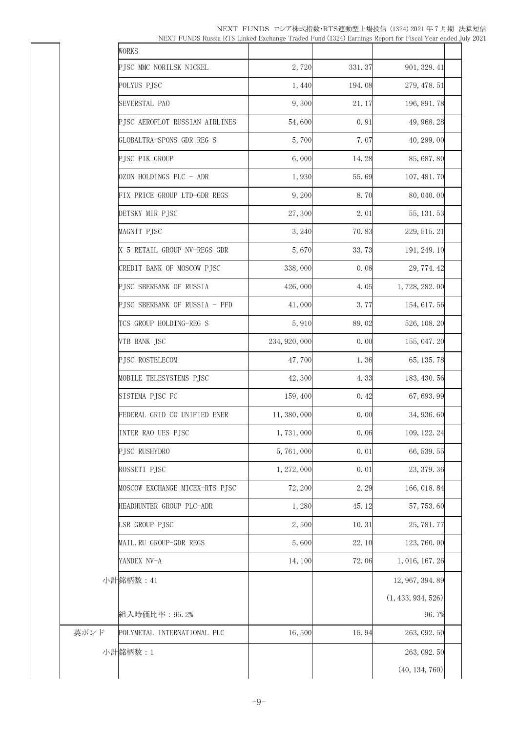| | | | | | |
|---|---|---|---|---|---|
| | WORKS | | | | |
| | PJSC MMC NORILSK NICKEL | 2,720 | 331.37 | 901,329.41 | |
| | POLYUS PJSC | 1,440 | 194.08 | 279,478.51 | |
| | SEVERSTAL PAO | 9,300 | 21.17 | 196,891.78 | |
| | PJSC AEROFLOT RUSSIAN AIRLINES | 54,600 | 0.91 | 49,968.28 | |
| | GLOBALTRA-SPONS GDR REG S | 5,700 | 7.07 | 40,299.00 | |
| | PJSC PIK GROUP | 6,000 | 14.28 | 85,687.80 | |
| | OZON HOLDINGS PLC - ADR | 1,930 | 55.69 | 107,481.70 | |
| | FIX PRICE GROUP LTD-GDR REGS | 9,200 | 8.70 | 80,040.00 | |
| | DETSKY MIR PJSC | 27,300 | 2.01 | 55,131.53 | |
| | MAGNIT PJSC | 3,240 | 70.83 | 229,515.21 | |
| | X 5 RETAIL GROUP NV-REGS GDR | 5,670 | 33.73 | 191,249.10 | |
| | CREDIT BANK OF MOSCOW PJSC | 338,000 | 0.08 | 29,774.42 | |
| | PJSC SBERBANK OF RUSSIA | 426,000 | 4.05 | 1,728,282.00 | |
| | PJSC SBERBANK OF RUSSIA - PFD | 41,000 | 3.77 | 154,617.56 | |
| | TCS GROUP HOLDING-REG S | 5,910 | 89.02 | 526,108.20 | |
| | VTB BANK JSC | 234,920,000 | 0.00 | 155,047.20 | |
| | PJSC ROSTELECOM | 47,700 | 1.36 | 65,135.78 | |
| | MOBILE TELESYSTEMS PJSC | 42,300 | 4.33 | 183,430.56 | |
| | SISTEMA PJSC FC | 159,400 | 0.42 | 67,693.99 | |
| | FEDERAL GRID CO UNIFIED ENER | 11,380,000 | 0.00 | 34,936.60 | |
| | INTER RAO UES PJSC | 1,731,000 | 0.06 | 109,122.24 | |
| | PJSC RUSHYDRO | 5,761,000 | 0.01 | 66,539.55 | |
| | ROSSETI PJSC | 1,272,000 | 0.01 | 23,379.36 | |
| | MOSCOW EXCHANGE MICEX-RTS PJSC | 72,200 | 2.29 | 166,018.84 | |
| | HEADHUNTER GROUP PLC-ADR | 1,280 | 45.12 | 57,753.60 | |
| | LSR GROUP PJSC | 2,500 | 10.31 | 25,781.77 | |
| | MAIL.RU GROUP-GDR REGS | 5,600 | 22.10 | 123,760.00 | |
| | YANDEX NV-A | 14,100 | 72.06 | 1,016,167.26 | |
| | 小計銘柄数：41 | | | 12,967,394.89 | |
| | | | | (1,433,934,526) | |
| | 組入時価比率：95.2% | | | 96.7% | |
| 英ポンド | POLYMETAL INTERNATIONAL PLC | 16,500 | 15.94 | 263,092.50 | |
| | 小計銘柄数：1 | | | 263,092.50 | |
| | | | | (40,134,760) | |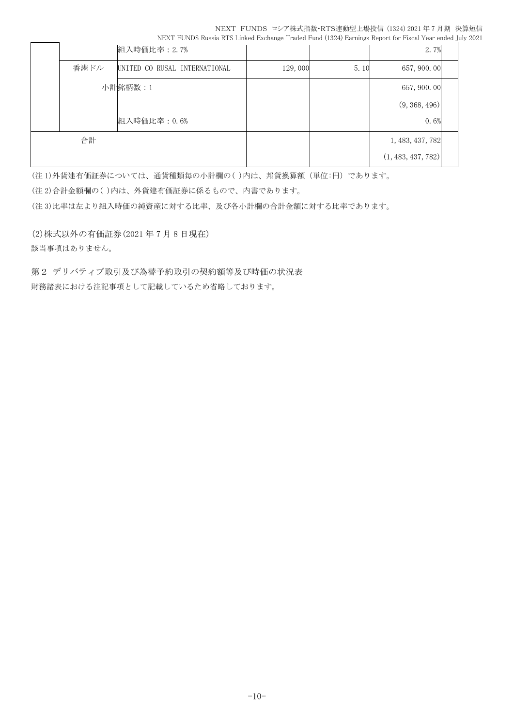| | | | | | |
|---|---|---|---|---|---|
| | | 組入時価比率：2.7% | | | 2.7% |
| | 香港ドル | UNITED CO RUSAL INTERNATIONAL | 129,000 | 5.10 | 657,900.00 |
| | 小計 | 銘柄数：1 | | | 657,900.00 |
| | | | | | (9,368,496) |
| | | 組入時価比率：0.6% | | | 0.6% |
| 合計 | | | | | 1,483,437,782 |
| | | | | | (1,483,437,782) |

(注1)外貨建有価証券については、通貨種類毎の小計欄の( )内は、邦貨換算額（単位:円）であります。

(注2)合計金額欄の( )内は、外貨建有価証券に係るもので、内書であります。

(注3)比率は左より組入時価の純資産に対する比率、及び各小計欄の合計金額に対する比率であります。

(2)株式以外の有価証券(2021年7月8日現在)

該当事項はありません。

第2 デリバティブ取引及び為替予約取引の契約額等及び時価の状況表

財務諸表における注記事項として記載しているため省略しております。